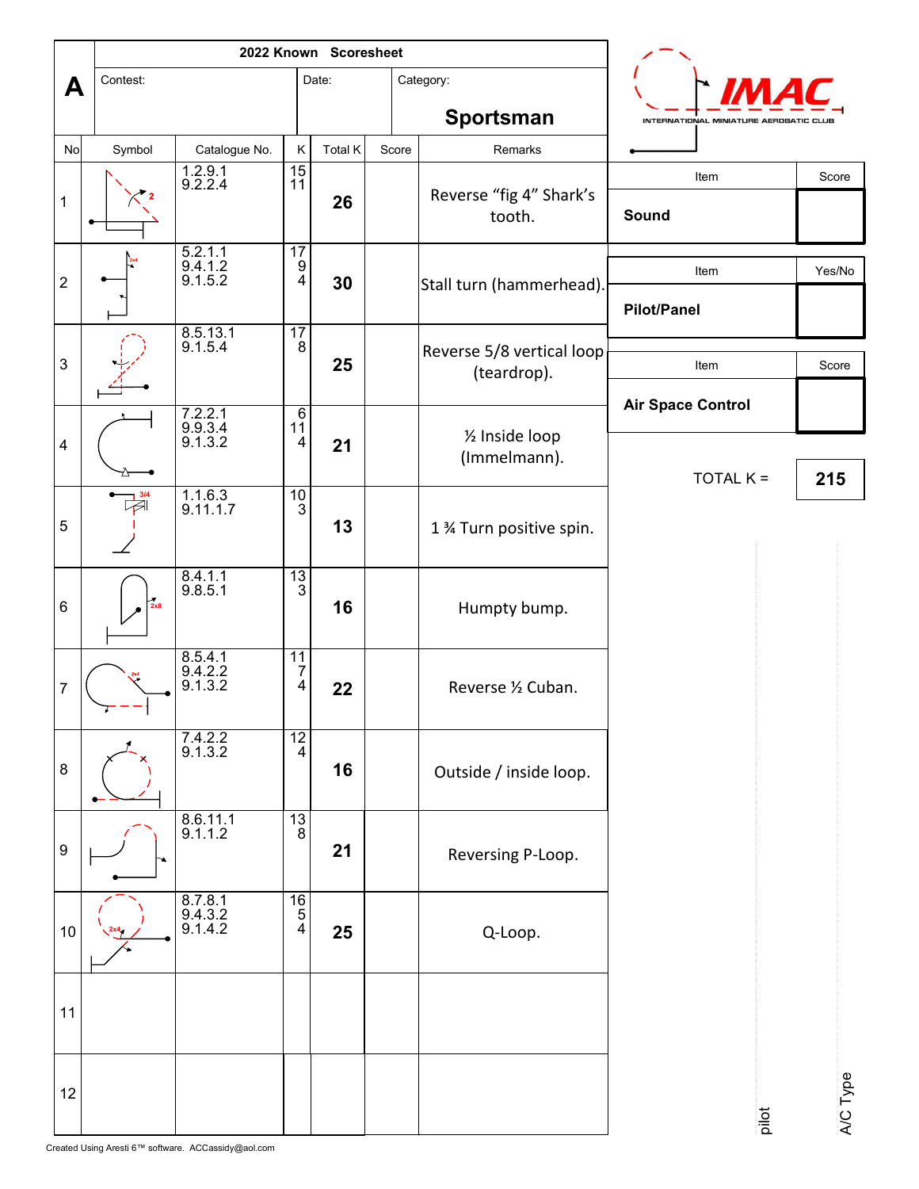# A — 2022 Known Scoresheet

| Contest: | Date: | Category: Sportsman |
|---|---|---|

| No | Symbol | Catalogue No. | K | Total K | Score | Remarks |
|---|---|---|---|---|---|---|
| 1 | | 1.2.9.1<br>9.2.2.4 | 15<br>11 | **26** | | Reverse "fig 4" Shark's tooth. |
| 2 | | 5.2.1.1<br>9.4.1.2<br>9.1.5.2 | 17<br>9<br>4 | **30** | | Stall turn (hammerhead). |
| 3 | | 8.5.13.1<br>9.1.5.4 | 17<br>8 | **25** | | Reverse 5/8 vertical loop (teardrop). |
| 4 | | 7.2.2.1<br>9.9.3.4<br>9.1.3.2 | 6<br>11<br>4 | **21** | | ½ Inside loop (Immelmann). |
| 5 | | 1.1.6.3<br>9.11.1.7 | 10<br>3 | **13** | | 1 ¾ Turn positive spin. |
| 6 | | 8.4.1.1<br>9.8.5.1 | 13<br>3 | **16** | | Humpty bump. |
| 7 | | 8.5.4.1<br>9.4.2.2<br>9.1.3.2 | 11<br>7<br>4 | **22** | | Reverse ½ Cuban. |
| 8 | | 7.4.2.2<br>9.1.3.2 | 12<br>4 | **16** | | Outside / inside loop. |
| 9 | | 8.6.11.1<br>9.1.1.2 | 13<br>8 | **21** | | Reversing P-Loop. |
| 10 | | 8.7.8.1<br>9.4.3.2<br>9.1.4.2 | 16<br>5<br>4 | **25** | | Q-Loop. |
| 11 | | | | | | |
| 12 | | | | | | |

IMAC — INTERNATIONAL MINIATURE AEROBATIC CLUB

| Item | Score |
|---|---|
| **Sound** | |

| Item | Yes/No |
|---|---|
| **Pilot/Panel** | |

| Item | Score |
|---|---|
| **Air Space Control** | |

TOTAL K = **215**

pilot

A/C Type

Created Using Aresti 6™ software. ACCassidy@aol.com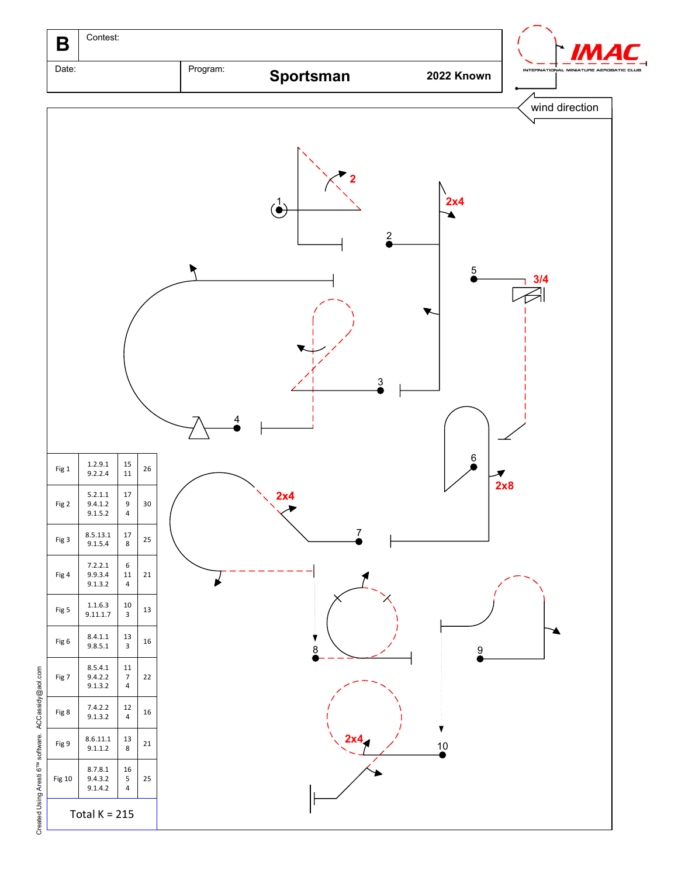| B | Contest: | | |
|---|---|---|---|
| Date: | Program: | Sportsman | 2022 Known |

IMAC
INTERNATIONAL MINIATURE AEROBATIC CLUB

wind direction

2
2x4
3/4
2x4
2x8
2x4

| Fig | Catalog | K | Total |
|---|---|---|---|
| Fig 1 | 1.2.9.1<br>9.2.2.4 | 15<br>11 | 26 |
| Fig 2 | 5.2.1.1<br>9.4.1.2<br>9.1.5.2 | 17<br>9<br>4 | 30 |
| Fig 3 | 8.5.13.1<br>9.1.5.4 | 17<br>8 | 25 |
| Fig 4 | 7.2.2.1<br>9.9.3.4<br>9.1.3.2 | 6<br>11<br>4 | 21 |
| Fig 5 | 1.1.6.3<br>9.11.1.7 | 10<br>3 | 13 |
| Fig 6 | 8.4.1.1<br>9.8.5.1 | 13<br>3 | 16 |
| Fig 7 | 8.5.4.1<br>9.4.2.2<br>9.1.3.2 | 11<br>7<br>4 | 22 |
| Fig 8 | 7.4.2.2<br>9.1.3.2 | 12<br>4 | 16 |
| Fig 9 | 8.6.11.1<br>9.1.1.2 | 13<br>8 | 21 |
| Fig 10 | 8.7.8.1<br>9.4.3.2<br>9.1.4.2 | 16<br>5<br>4 | 25 |

Total K = 215

Created Using Aresti 6™ software. ACCassidy@aol.com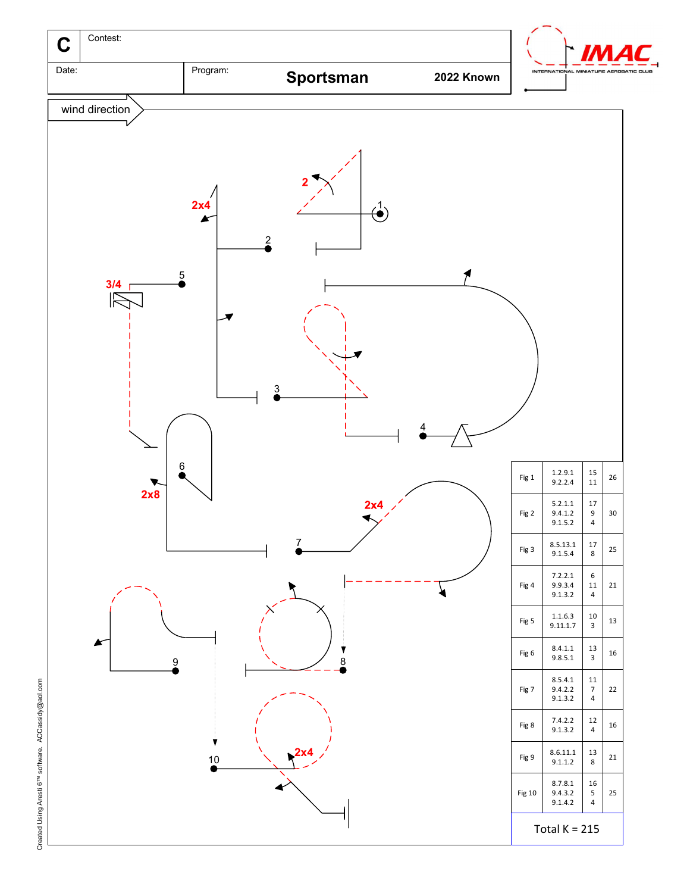| C | Contest: | |
|---|---|---|
| Date: | Program: **Sportsman** | **2022 Known** |

IMAC
INTERNATIONAL MINIATURE AEROBATIC CLUB

wind direction

2
1
2x4
2
5
3/4
3
4
6
2x8
2x4
7
8
9
10
2x4

| | | | |
|---|---|---|---|
| Fig 1 | 1.2.9.1<br>9.2.2.4 | 15<br>11 | 26 |
| Fig 2 | 5.2.1.1<br>9.4.1.2<br>9.1.5.2 | 17<br>9<br>4 | 30 |
| Fig 3 | 8.5.13.1<br>9.1.5.4 | 17<br>8 | 25 |
| Fig 4 | 7.2.2.1<br>9.9.3.4<br>9.1.3.2 | 6<br>11<br>4 | 21 |
| Fig 5 | 1.1.6.3<br>9.11.1.7 | 10<br>3 | 13 |
| Fig 6 | 8.4.1.1<br>9.8.5.1 | 13<br>3 | 16 |
| Fig 7 | 8.5.4.1<br>9.4.2.2<br>9.1.3.2 | 11<br>7<br>4 | 22 |
| Fig 8 | 7.4.2.2<br>9.1.3.2 | 12<br>4 | 16 |
| Fig 9 | 8.6.11.1<br>9.1.1.2 | 13<br>8 | 21 |
| Fig 10 | 8.7.8.1<br>9.4.3.2<br>9.1.4.2 | 16<br>5<br>4 | 25 |

Total K = 215

Created Using Aresti 6™ software. ACCassidy@aol.com